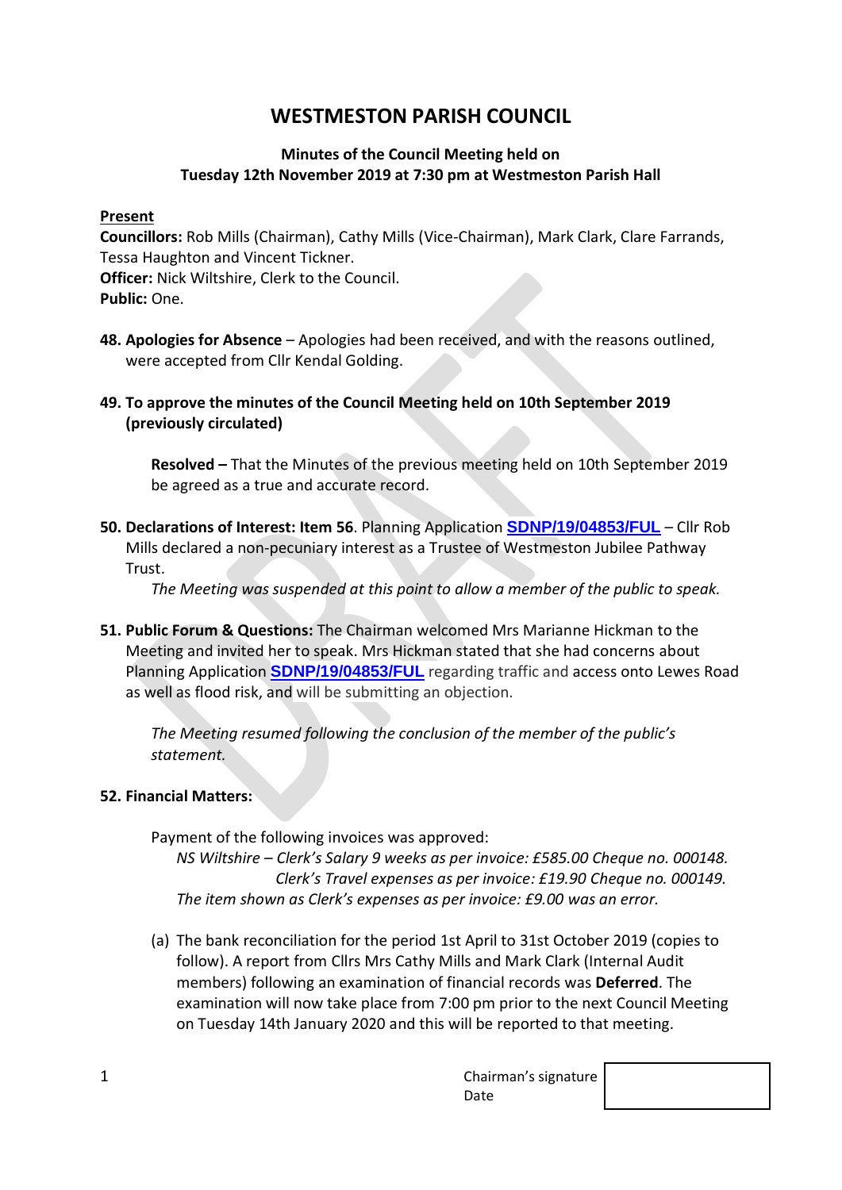# WESTMESTON PARISH COUNCIL

**Minutes of the Council Meeting held on**
**Tuesday 12th November 2019 at 7:30 pm at Westmeston Parish Hall**

**<u>Present</u>**
**Councillors:** Rob Mills (Chairman), Cathy Mills (Vice-Chairman), Mark Clark, Clare Farrands, Tessa Haughton and Vincent Tickner.
**Officer:** Nick Wiltshire, Clerk to the Council.
**Public:** One.

**48. Apologies for Absence** – Apologies had been received, and with the reasons outlined, were accepted from Cllr Kendal Golding.

**49. To approve the minutes of the Council Meeting held on 10th September 2019 (previously circulated)**

> **Resolved –** That the Minutes of the previous meeting held on 10th September 2019 be agreed as a true and accurate record.

**50. Declarations of Interest: Item 56**. Planning Application **SDNP/19/04853/FUL** – Cllr Rob Mills declared a non-pecuniary interest as a Trustee of Westmeston Jubilee Pathway Trust.

> *The Meeting was suspended at this point to allow a member of the public to speak.*

**51. Public Forum & Questions:** The Chairman welcomed Mrs Marianne Hickman to the Meeting and invited her to speak. Mrs Hickman stated that she had concerns about Planning Application **SDNP/19/04853/FUL** regarding traffic and access onto Lewes Road as well as flood risk, and will be submitting an objection.

> *The Meeting resumed following the conclusion of the member of the public's statement.*

**52. Financial Matters:**

Payment of the following invoices was approved:

*NS Wiltshire – Clerk's Salary 9 weeks as per invoice: £585.00 Cheque no. 000148.*
*Clerk's Travel expenses as per invoice: £19.90 Cheque no. 000149.*
*The item shown as Clerk's expenses as per invoice: £9.00 was an error.*

(a) The bank reconciliation for the period 1st April to 31st October 2019 (copies to follow). A report from Cllrs Mrs Cathy Mills and Mark Clark (Internal Audit members) following an examination of financial records was **Deferred**. The examination will now take place from 7:00 pm prior to the next Council Meeting on Tuesday 14th January 2020 and this will be reported to that meeting.

Chairman's signature
Date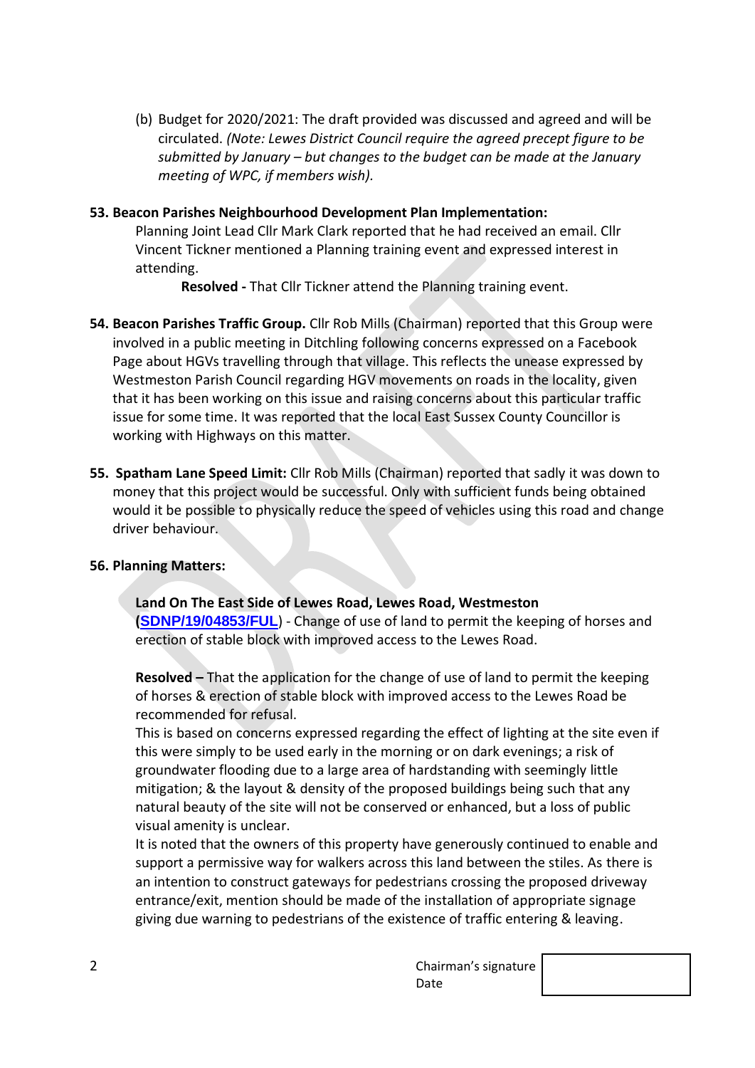(b) Budget for 2020/2021: The draft provided was discussed and agreed and will be circulated. *(Note: Lewes District Council require the agreed precept figure to be submitted by January – but changes to the budget can be made at the January meeting of WPC, if members wish).*

**53. Beacon Parishes Neighbourhood Development Plan Implementation:**

Planning Joint Lead Cllr Mark Clark reported that he had received an email. Cllr Vincent Tickner mentioned a Planning training event and expressed interest in attending.

**Resolved -** That Cllr Tickner attend the Planning training event.

**54. Beacon Parishes Traffic Group.** Cllr Rob Mills (Chairman) reported that this Group were involved in a public meeting in Ditchling following concerns expressed on a Facebook Page about HGVs travelling through that village. This reflects the unease expressed by Westmeston Parish Council regarding HGV movements on roads in the locality, given that it has been working on this issue and raising concerns about this particular traffic issue for some time. It was reported that the local East Sussex County Councillor is working with Highways on this matter.

**55. Spatham Lane Speed Limit:** Cllr Rob Mills (Chairman) reported that sadly it was down to money that this project would be successful. Only with sufficient funds being obtained would it be possible to physically reduce the speed of vehicles using this road and change driver behaviour.

**56. Planning Matters:**

**Land On The East Side of Lewes Road, Lewes Road, Westmeston**
(**SDNP/19/04853/FUL**) - Change of use of land to permit the keeping of horses and erection of stable block with improved access to the Lewes Road.

**Resolved –** That the application for the change of use of land to permit the keeping of horses & erection of stable block with improved access to the Lewes Road be recommended for refusal.

This is based on concerns expressed regarding the effect of lighting at the site even if this were simply to be used early in the morning or on dark evenings; a risk of groundwater flooding due to a large area of hardstanding with seemingly little mitigation; & the layout & density of the proposed buildings being such that any natural beauty of the site will not be conserved or enhanced, but a loss of public visual amenity is unclear.

It is noted that the owners of this property have generously continued to enable and support a permissive way for walkers across this land between the stiles. As there is an intention to construct gateways for pedestrians crossing the proposed driveway entrance/exit, mention should be made of the installation of appropriate signage giving due warning to pedestrians of the existence of traffic entering & leaving.

Chairman's signature
Date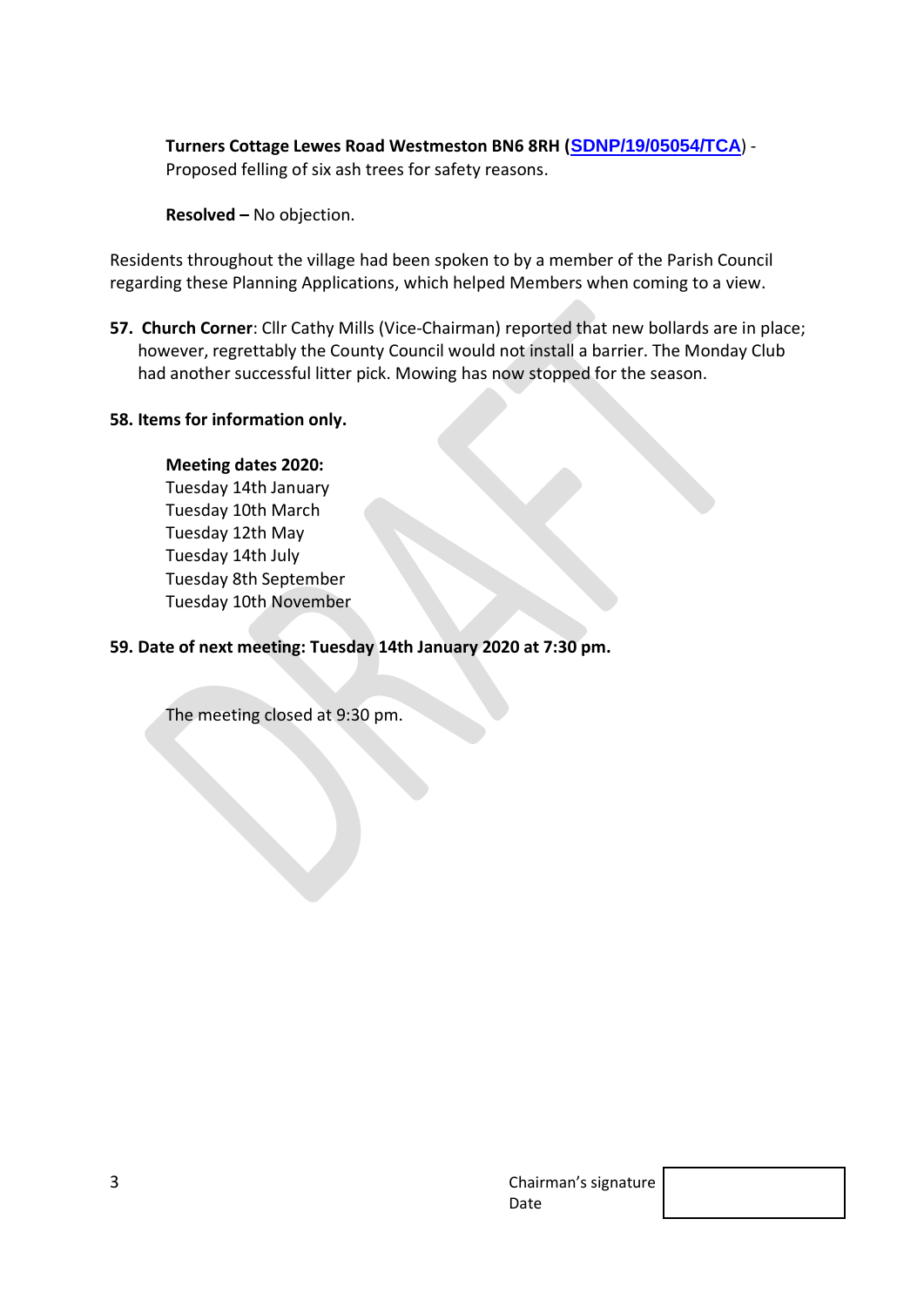**Turners Cottage Lewes Road Westmeston BN6 8RH (SDNP/19/05054/TCA)** - Proposed felling of six ash trees for safety reasons.

**Resolved –** No objection.

Residents throughout the village had been spoken to by a member of the Parish Council regarding these Planning Applications, which helped Members when coming to a view.

**57. Church Corner**: Cllr Cathy Mills (Vice-Chairman) reported that new bollards are in place; however, regrettably the County Council would not install a barrier. The Monday Club had another successful litter pick. Mowing has now stopped for the season.

**58. Items for information only.**

**Meeting dates 2020:**
Tuesday 14th January
Tuesday 10th March
Tuesday 12th May
Tuesday 14th July
Tuesday 8th September
Tuesday 10th November

**59. Date of next meeting: Tuesday 14th January 2020 at 7:30 pm.**

The meeting closed at 9:30 pm.

Chairman's signature
Date